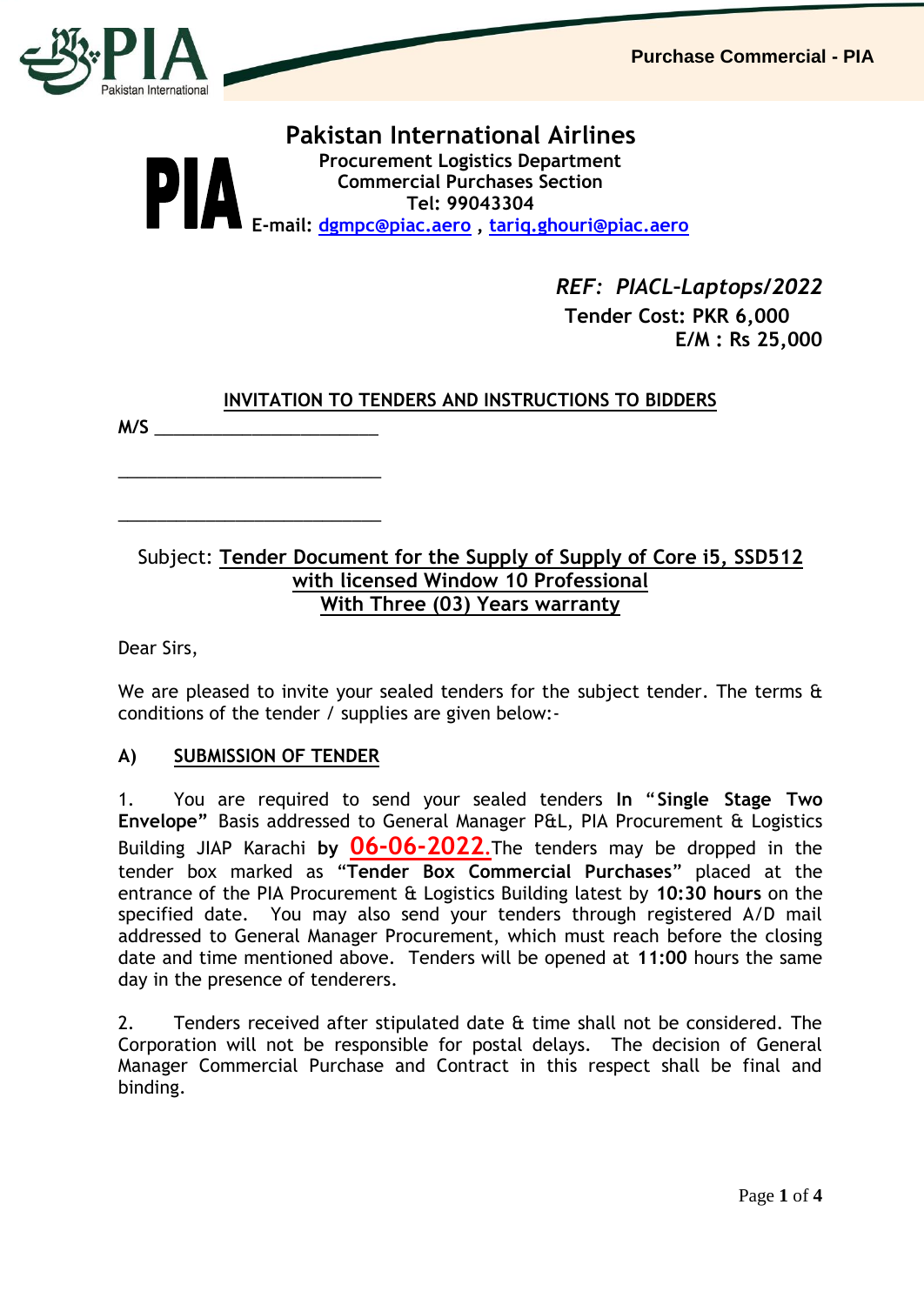# Pakistan International Airlines

**Procurement Logistics Department**
**Commercial Purchases Section**
**Tel: 99043304**
**E-mail: dgmpc@piac.aero , tariq.ghouri@piac.aero**

*REF: PIACL-Laptops/2022*
**Tender Cost: PKR 6,000**
**E/M : Rs 25,000**

## INVITATION TO TENDERS AND INSTRUCTIONS TO BIDDERS

**M/S** ______________________

______________________

______________________

Subject: **Tender Document for the Supply of Supply of Core i5, SSD512 with licensed Window 10 Professional With Three (03) Years warranty**

Dear Sirs,

We are pleased to invite your sealed tenders for the subject tender. The terms & conditions of the tender / supplies are given below:-

### A) SUBMISSION OF TENDER

1. You are required to send your sealed tenders **In "Single Stage Two Envelope"** Basis addressed to General Manager P&L, PIA Procurement & Logistics Building JIAP Karachi **by 06-06-2022.** The tenders may be dropped in the tender box marked as **"Tender Box Commercial Purchases"** placed at the entrance of the PIA Procurement & Logistics Building latest by **10:30 hours** on the specified date. You may also send your tenders through registered A/D mail addressed to General Manager Procurement, which must reach before the closing date and time mentioned above. Tenders will be opened at **11:00** hours the same day in the presence of tenderers.

2. Tenders received after stipulated date & time shall not be considered. The Corporation will not be responsible for postal delays. The decision of General Manager Commercial Purchase and Contract in this respect shall be final and binding.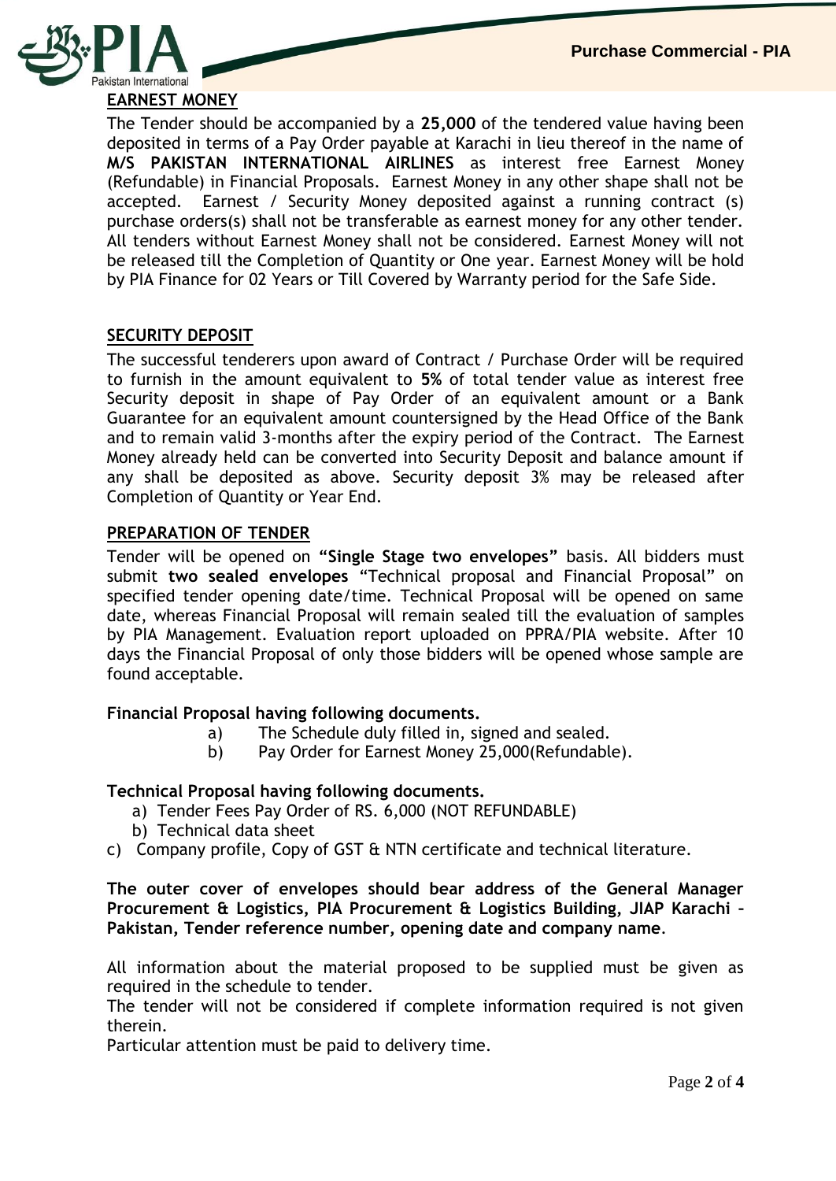## EARNEST MONEY

The Tender should be accompanied by a **25,000** of the tendered value having been deposited in terms of a Pay Order payable at Karachi in lieu thereof in the name of **M/S PAKISTAN INTERNATIONAL AIRLINES** as interest free Earnest Money (Refundable) in Financial Proposals. Earnest Money in any other shape shall not be accepted. Earnest / Security Money deposited against a running contract (s) purchase orders(s) shall not be transferable as earnest money for any other tender. All tenders without Earnest Money shall not be considered. Earnest Money will not be released till the Completion of Quantity or One year. Earnest Money will be hold by PIA Finance for 02 Years or Till Covered by Warranty period for the Safe Side.

## SECURITY DEPOSIT

The successful tenderers upon award of Contract / Purchase Order will be required to furnish in the amount equivalent to **5%** of total tender value as interest free Security deposit in shape of Pay Order of an equivalent amount or a Bank Guarantee for an equivalent amount countersigned by the Head Office of the Bank and to remain valid 3-months after the expiry period of the Contract. The Earnest Money already held can be converted into Security Deposit and balance amount if any shall be deposited as above. Security deposit 3% may be released after Completion of Quantity or Year End.

## PREPARATION OF TENDER

Tender will be opened on **"Single Stage two envelopes"** basis. All bidders must submit **two sealed envelopes** "Technical proposal and Financial Proposal" on specified tender opening date/time. Technical Proposal will be opened on same date, whereas Financial Proposal will remain sealed till the evaluation of samples by PIA Management. Evaluation report uploaded on PPRA/PIA website. After 10 days the Financial Proposal of only those bidders will be opened whose sample are found acceptable.

**Financial Proposal having following documents.**

a) The Schedule duly filled in, signed and sealed.
b) Pay Order for Earnest Money 25,000(Refundable).

**Technical Proposal having following documents.**

a) Tender Fees Pay Order of RS. 6,000 (NOT REFUNDABLE)
b) Technical data sheet
c) Company profile, Copy of GST & NTN certificate and technical literature.

**The outer cover of envelopes should bear address of the General Manager Procurement & Logistics, PIA Procurement & Logistics Building, JIAP Karachi – Pakistan, Tender reference number, opening date and company name**.

All information about the material proposed to be supplied must be given as required in the schedule to tender.
The tender will not be considered if complete information required is not given therein.
Particular attention must be paid to delivery time.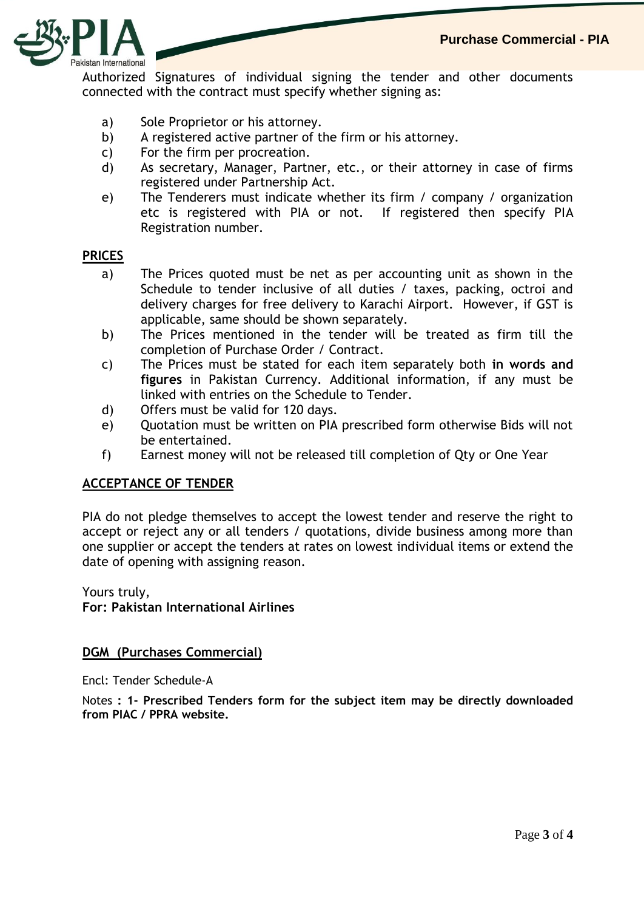Authorized Signatures of individual signing the tender and other documents connected with the contract must specify whether signing as:

a) Sole Proprietor or his attorney.
b) A registered active partner of the firm or his attorney.
c) For the firm per procreation.
d) As secretary, Manager, Partner, etc., or their attorney in case of firms registered under Partnership Act.
e) The Tenderers must indicate whether its firm / company / organization etc is registered with PIA or not. If registered then specify PIA Registration number.

## PRICES

a) The Prices quoted must be net as per accounting unit as shown in the Schedule to tender inclusive of all duties / taxes, packing, octroi and delivery charges for free delivery to Karachi Airport. However, if GST is applicable, same should be shown separately.
b) The Prices mentioned in the tender will be treated as firm till the completion of Purchase Order / Contract.
c) The Prices must be stated for each item separately both **in words and figures** in Pakistan Currency. Additional information, if any must be linked with entries on the Schedule to Tender.
d) Offers must be valid for 120 days.
e) Quotation must be written on PIA prescribed form otherwise Bids will not be entertained.
f) Earnest money will not be released till completion of Qty or One Year

## ACCEPTANCE OF TENDER

PIA do not pledge themselves to accept the lowest tender and reserve the right to accept or reject any or all tenders / quotations, divide business among more than one supplier or accept the tenders at rates on lowest individual items or extend the date of opening with assigning reason.

Yours truly,
**For: Pakistan International Airlines**

**DGM (Purchases Commercial)**

Encl: Tender Schedule-A

Notes **: 1- Prescribed Tenders form for the subject item may be directly downloaded from PIAC / PPRA website.**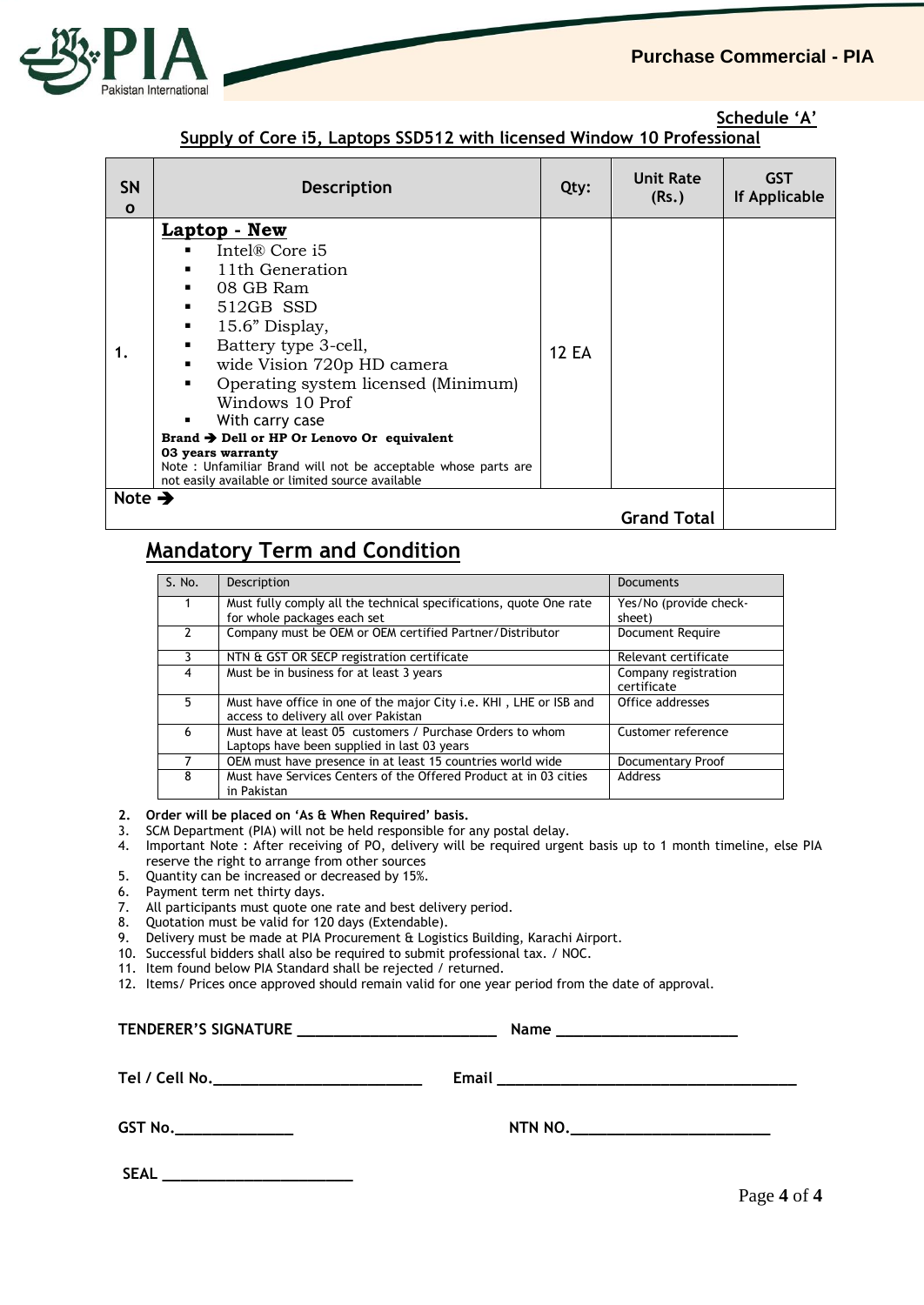Schedule 'A'

**Supply of Core i5, Laptops SSD512 with licensed Window 10 Professional**

| SNo | Description | Qty: | Unit Rate (Rs.) | GST If Applicable |
|---|---|---|---|---|
| 1. | **Laptop - New**<br>▪ Intel® Core i5<br>▪ 11th Generation<br>▪ 08 GB Ram<br>▪ 512GB SSD<br>▪ 15.6" Display,<br>▪ Battery type 3-cell,<br>▪ wide Vision 720p HD camera<br>▪ Operating system licensed (Minimum) Windows 10 Prof<br>▪ With carry case<br>**Brand ➔ Dell or HP Or Lenovo Or equivalent**<br>**03 years warranty**<br>Note : Unfamiliar Brand will not be acceptable whose parts are not easily available or limited source available | 12 EA | | |
| Note ➔ | | | **Grand Total** | |

## Mandatory Term and Condition

| S. No. | Description | Documents |
|---|---|---|
| 1 | Must fully comply all the technical specifications, quote One rate for whole packages each set | Yes/No (provide check-sheet) |
| 2 | Company must be OEM or OEM certified Partner/Distributor | Document Require |
| 3 | NTN & GST OR SECP registration certificate | Relevant certificate |
| 4 | Must be in business for at least 3 years | Company registration certificate |
| 5 | Must have office in one of the major City i.e. KHI , LHE or ISB and access to delivery all over Pakistan | Office addresses |
| 6 | Must have at least 05 customers / Purchase Orders to whom Laptops have been supplied in last 03 years | Customer reference |
| 7 | OEM must have presence in at least 15 countries world wide | Documentary Proof |
| 8 | Must have Services Centers of the Offered Product at in 03 cities in Pakistan | Address |

2. **Order will be placed on 'As & When Required' basis.**
3. SCM Department (PIA) will not be held responsible for any postal delay.
4. Important Note : After receiving of PO, delivery will be required urgent basis up to 1 month timeline, else PIA reserve the right to arrange from other sources
5. Quantity can be increased or decreased by 15%.
6. Payment term net thirty days.
7. All participants must quote one rate and best delivery period.
8. Quotation must be valid for 120 days (Extendable).
9. Delivery must be made at PIA Procurement & Logistics Building, Karachi Airport.
10. Successful bidders shall also be required to submit professional tax. / NOC.
11. Item found below PIA Standard shall be rejected / returned.
12. Items/ Prices once approved should remain valid for one year period from the date of approval.

**TENDERER'S SIGNATURE** ______________________ **Name** ____________________

**Tel / Cell No.**________________________ **Email** ___________________________________

**GST No.**_____________ **NTN NO.**_______________________

**SEAL** _____________________